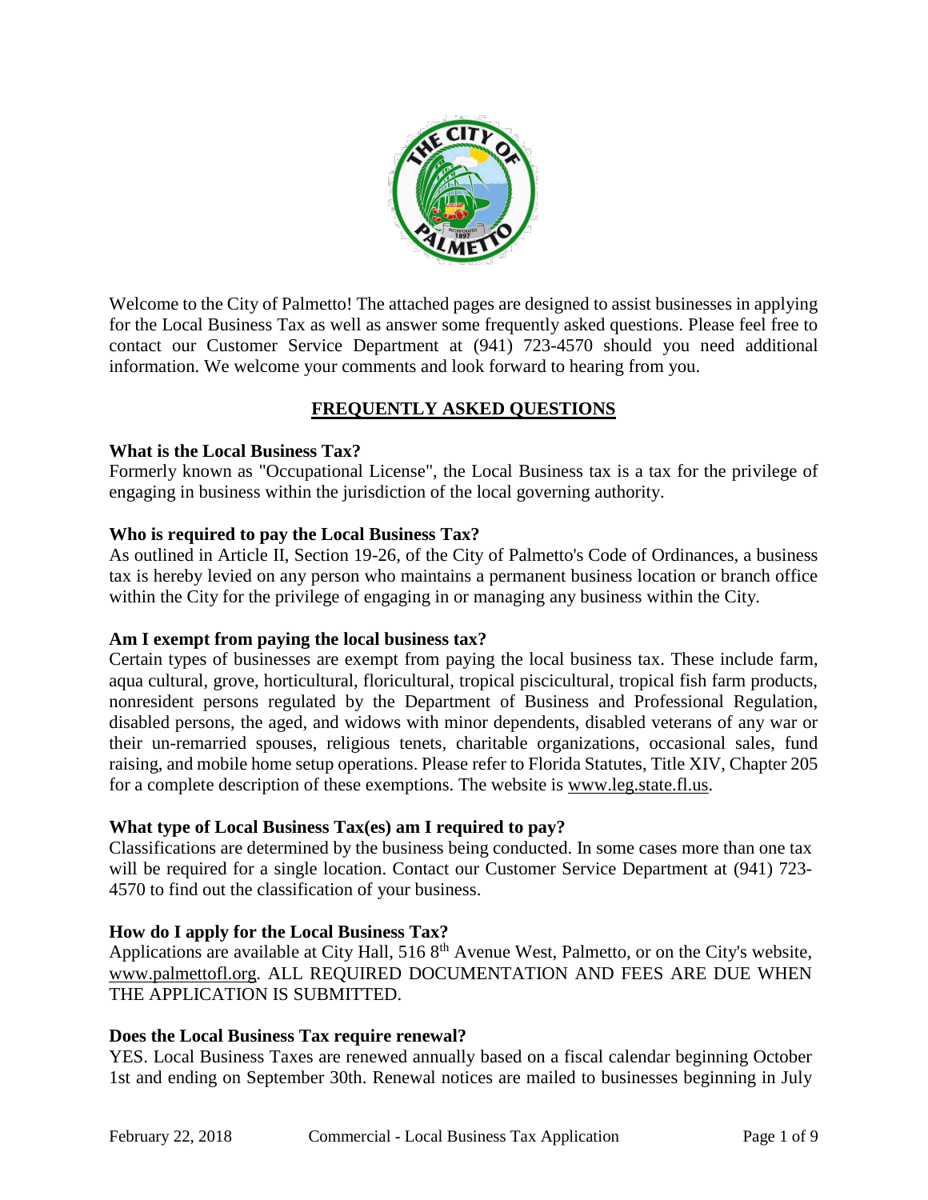Welcome to the City of Palmetto! The attached pages are designed to assist businesses in applying for the Local Business Tax as well as answer some frequently asked questions. Please feel free to contact our Customer Service Department at (941) 723-4570 should you need additional information. We welcome your comments and look forward to hearing from you.

## FREQUENTLY ASKED QUESTIONS

**What is the Local Business Tax?**

Formerly known as "Occupational License", the Local Business tax is a tax for the privilege of engaging in business within the jurisdiction of the local governing authority.

**Who is required to pay the Local Business Tax?**

As outlined in Article II, Section 19-26, of the City of Palmetto's Code of Ordinances, a business tax is hereby levied on any person who maintains a permanent business location or branch office within the City for the privilege of engaging in or managing any business within the City.

**Am I exempt from paying the local business tax?**

Certain types of businesses are exempt from paying the local business tax. These include farm, aqua cultural, grove, horticultural, floricultural, tropical piscicultural, tropical fish farm products, nonresident persons regulated by the Department of Business and Professional Regulation, disabled persons, the aged, and widows with minor dependents, disabled veterans of any war or their un-remarried spouses, religious tenets, charitable organizations, occasional sales, fund raising, and mobile home setup operations. Please refer to Florida Statutes, Title XIV, Chapter 205 for a complete description of these exemptions. The website is www.leg.state.fl.us.

**What type of Local Business Tax(es) am I required to pay?**

Classifications are determined by the business being conducted. In some cases more than one tax will be required for a single location. Contact our Customer Service Department at (941) 723-4570 to find out the classification of your business.

**How do I apply for the Local Business Tax?**

Applications are available at City Hall, 516 8th Avenue West, Palmetto, or on the City's website, www.palmettofl.org. ALL REQUIRED DOCUMENTATION AND FEES ARE DUE WHEN THE APPLICATION IS SUBMITTED.

**Does the Local Business Tax require renewal?**

YES. Local Business Taxes are renewed annually based on a fiscal calendar beginning October 1st and ending on September 30th. Renewal notices are mailed to businesses beginning in July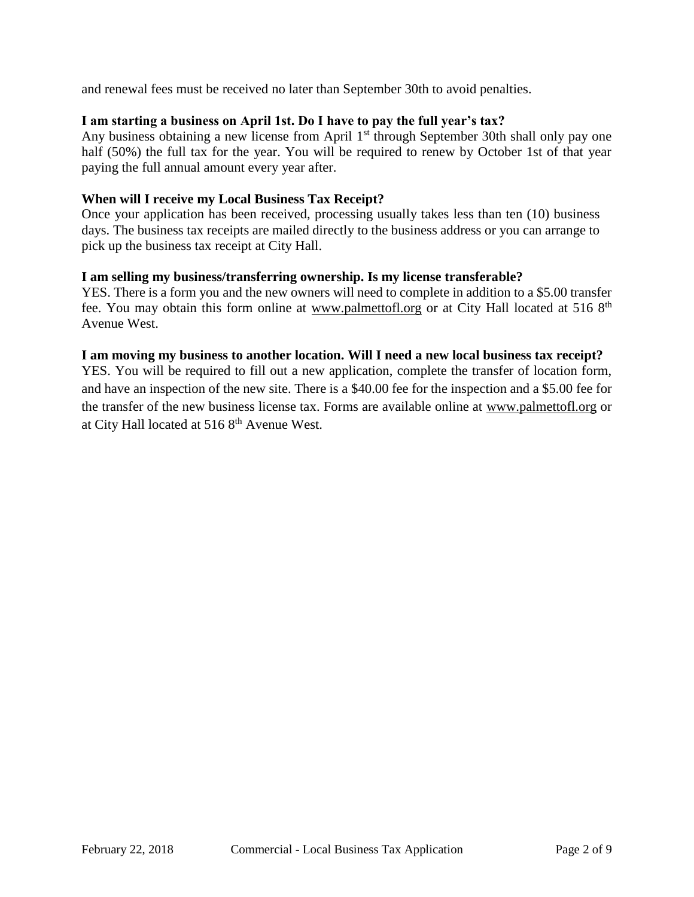and renewal fees must be received no later than September 30th to avoid penalties.

**I am starting a business on April 1st. Do I have to pay the full year's tax?**

Any business obtaining a new license from April 1st through September 30th shall only pay one half (50%) the full tax for the year. You will be required to renew by October 1st of that year paying the full annual amount every year after.

**When will I receive my Local Business Tax Receipt?**

Once your application has been received, processing usually takes less than ten (10) business days. The business tax receipts are mailed directly to the business address or you can arrange to pick up the business tax receipt at City Hall.

**I am selling my business/transferring ownership. Is my license transferable?**

YES. There is a form you and the new owners will need to complete in addition to a $5.00 transfer fee. You may obtain this form online at www.palmettofl.org or at City Hall located at 516 8th Avenue West.

**I am moving my business to another location. Will I need a new local business tax receipt?**

YES. You will be required to fill out a new application, complete the transfer of location form, and have an inspection of the new site. There is a $40.00 fee for the inspection and a $5.00 fee for the transfer of the new business license tax. Forms are available online at www.palmettofl.org or at City Hall located at 516 8th Avenue West.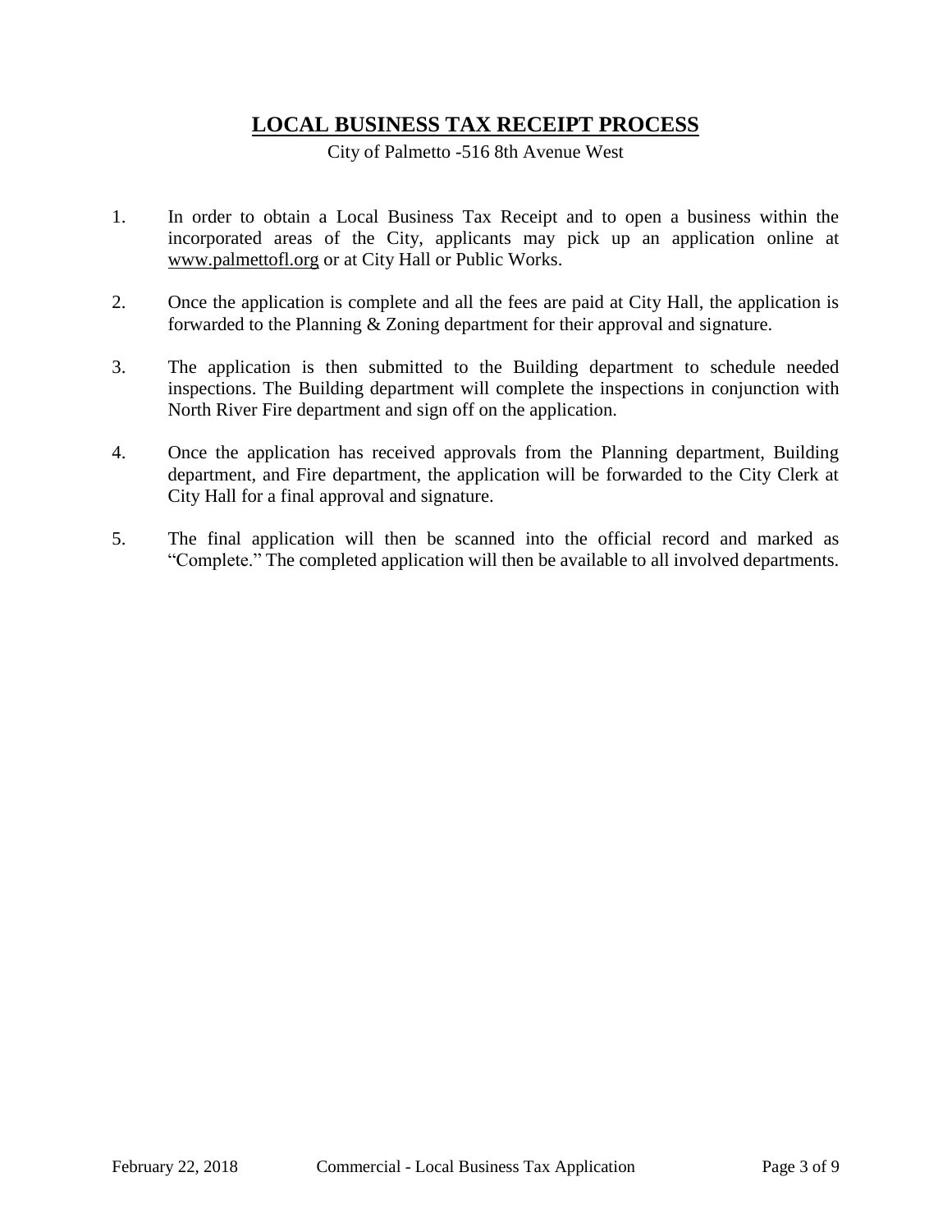# LOCAL BUSINESS TAX RECEIPT PROCESS

City of Palmetto -516 8th Avenue West

1. In order to obtain a Local Business Tax Receipt and to open a business within the incorporated areas of the City, applicants may pick up an application online at www.palmettofl.org or at City Hall or Public Works.

2. Once the application is complete and all the fees are paid at City Hall, the application is forwarded to the Planning & Zoning department for their approval and signature.

3. The application is then submitted to the Building department to schedule needed inspections. The Building department will complete the inspections in conjunction with North River Fire department and sign off on the application.

4. Once the application has received approvals from the Planning department, Building department, and Fire department, the application will be forwarded to the City Clerk at City Hall for a final approval and signature.

5. The final application will then be scanned into the official record and marked as "Complete." The completed application will then be available to all involved departments.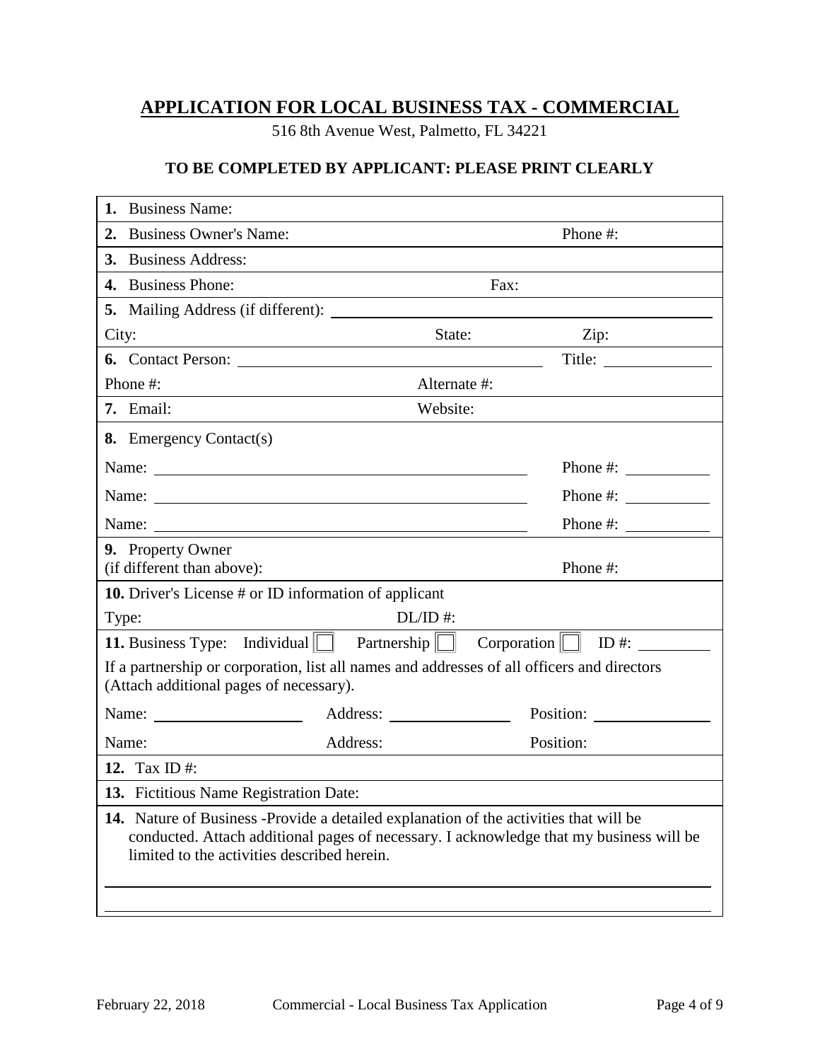# APPLICATION FOR LOCAL BUSINESS TAX - COMMERCIAL

516 8th Avenue West, Palmetto, FL 34221

**TO BE COMPLETED BY APPLICANT: PLEASE PRINT CLEARLY**

**1.** Business Name:

**2.** Business Owner's Name: Phone #:

**3.** Business Address:

**4.** Business Phone: Fax:

**5.** Mailing Address (if different): ____________________

City: State: Zip:

**6.** Contact Person: ____________________ Title: __________

Phone #: Alternate #:

**7.** Email: Website:

**8.** Emergency Contact(s)

Name: ____________________ Phone #: __________

Name: ____________________ Phone #: __________

Name: ____________________ Phone #: __________

**9.** Property Owner (if different than above): Phone #:

**10.** Driver's License # or ID information of applicant

Type: DL/ID #:

**11.** Business Type: Individual ☐ Partnership ☐ Corporation ☐ ID #: __________

If a partnership or corporation, list all names and addresses of all officers and directors (Attach additional pages of necessary).

Name: __________ Address: __________ Position: __________

Name: Address: Position:

**12.** Tax ID #:

**13.** Fictitious Name Registration Date:

**14.** Nature of Business -Provide a detailed explanation of the activities that will be conducted. Attach additional pages of necessary. I acknowledge that my business will be limited to the activities described herein.

____________________________________________________________

____________________________________________________________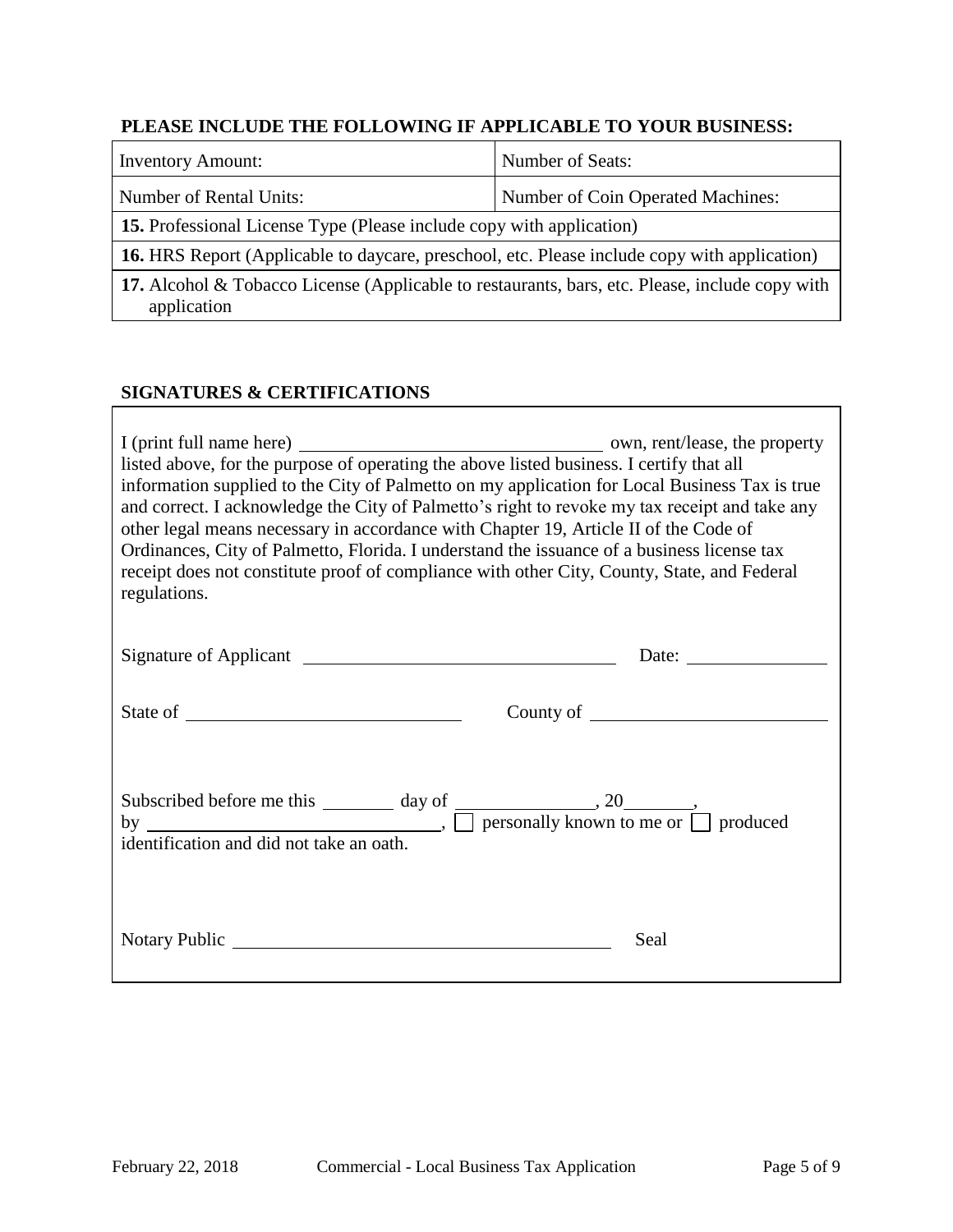**PLEASE INCLUDE THE FOLLOWING IF APPLICABLE TO YOUR BUSINESS:**

| Inventory Amount: | Number of Seats: |
|---|---|
| Number of Rental Units: | Number of Coin Operated Machines: |
| **15.** Professional License Type (Please include copy with application) | |
| **16.** HRS Report (Applicable to daycare, preschool, etc. Please include copy with application) | |
| **17.** Alcohol & Tobacco License (Applicable to restaurants, bars, etc. Please, include copy with application | |

**SIGNATURES & CERTIFICATIONS**

I (print full name here) ______________________________ own, rent/lease, the property listed above, for the purpose of operating the above listed business. I certify that all information supplied to the City of Palmetto on my application for Local Business Tax is true and correct. I acknowledge the City of Palmetto's right to revoke my tax receipt and take any other legal means necessary in accordance with Chapter 19, Article II of the Code of Ordinances, City of Palmetto, Florida. I understand the issuance of a business license tax receipt does not constitute proof of compliance with other City, County, State, and Federal regulations.

Signature of Applicant ______________________________ Date: ______________

State of ____________________________ County of ________________________

Subscribed before me this ________ day of _______________, 20________,
by ______________________________, ☐ personally known to me or ☐ produced identification and did not take an oath.

Notary Public ________________________________________ Seal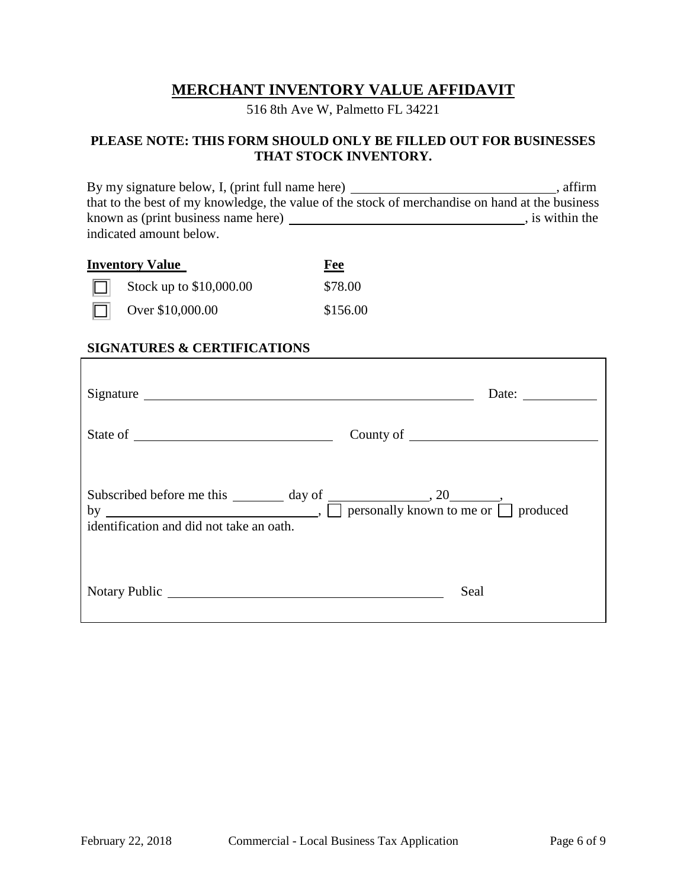# MERCHANT INVENTORY VALUE AFFIDAVIT

516 8th Ave W, Palmetto FL 34221

**PLEASE NOTE: THIS FORM SHOULD ONLY BE FILLED OUT FOR BUSINESSES THAT STOCK INVENTORY.**

By my signature below, I, (print full name here) ______________________________, affirm that to the best of my knowledge, the value of the stock of merchandise on hand at the business known as (print business name here) ______________________________, is within the indicated amount below.

| Inventory Value | Fee |
|---|---|
| ☐ Stock up to $10,000.00 | $78.00 |
| ☐ Over $10,000.00 | $156.00 |

**SIGNATURES & CERTIFICATIONS**

Signature ______________________________ Date: ____________

State of ______________________________ County of ______________________________

Subscribed before me this ________ day of ______________, 20________, by ______________________________, ☐ personally known to me or ☐ produced identification and did not take an oath.

Notary Public ______________________________ Seal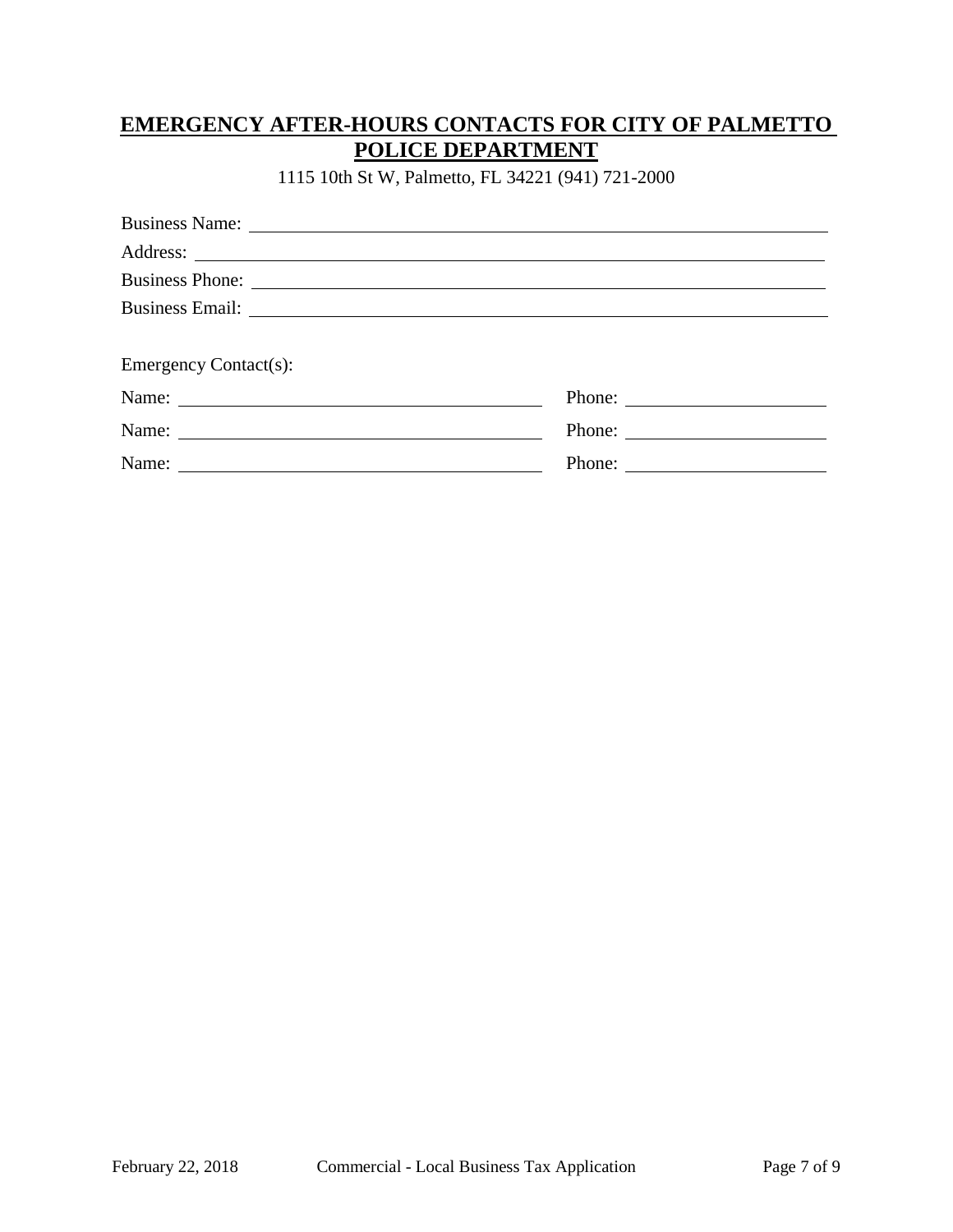## **EMERGENCY AFTER-HOURS CONTACTS FOR CITY OF PALMETTO POLICE DEPARTMENT**

1115 10th St W, Palmetto, FL 34221 (941) 721-2000

Business Name: ______________________________________________

Address: ______________________________________________

Business Phone: ______________________________________________

Business Email: ______________________________________________

Emergency Contact(s):

Name: ______________________________ Phone: ____________________

Name: ______________________________ Phone: ____________________

Name: ______________________________ Phone: ____________________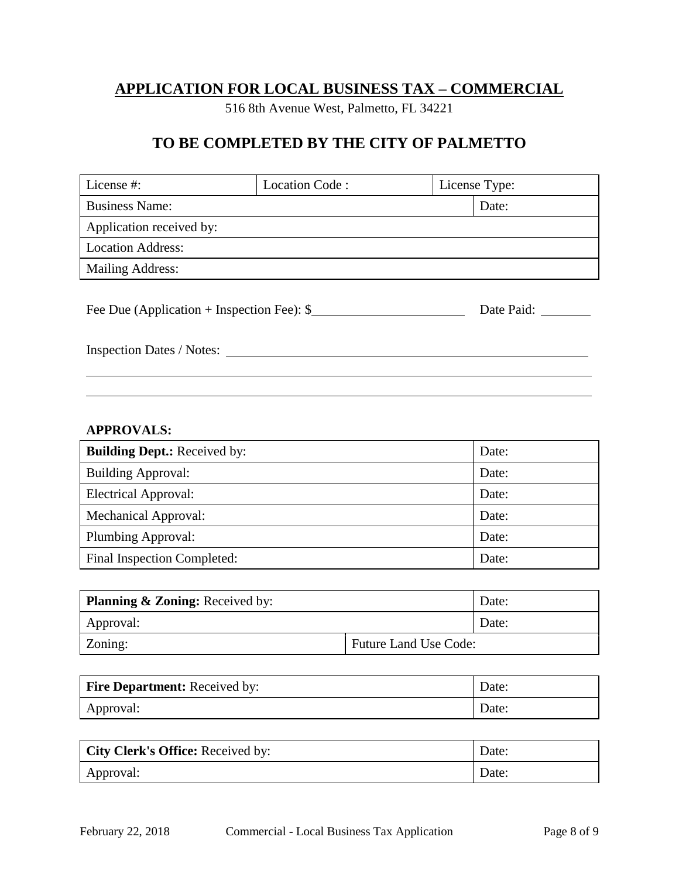# APPLICATION FOR LOCAL BUSINESS TAX – COMMERCIAL

516 8th Avenue West, Palmetto, FL 34221

## TO BE COMPLETED BY THE CITY OF PALMETTO

| License #: | Location Code : | License Type: |
|---|---|---|
| Business Name: | | Date: |
| Application received by: | | |
| Location Address: | | |
| Mailing Address: | | |

Fee Due (Application + Inspection Fee): $______________________ Date Paid: ________

Inspection Dates / Notes: ____________________________________________________________

______________________________________________________________________________

______________________________________________________________________________

**APPROVALS:**

| **Building Dept.:** Received by: | Date: |
|---|---|
| Building Approval: | Date: |
| Electrical Approval: | Date: |
| Mechanical Approval: | Date: |
| Plumbing Approval: | Date: |
| Final Inspection Completed: | Date: |

| **Planning & Zoning:** Received by: | | Date: |
|---|---|---|
| Approval: | | Date: |
| Zoning: | Future Land Use Code: | |

| **Fire Department:** Received by: | Date: |
|---|---|
| Approval: | Date: |

| **City Clerk's Office:** Received by: | Date: |
|---|---|
| Approval: | Date: |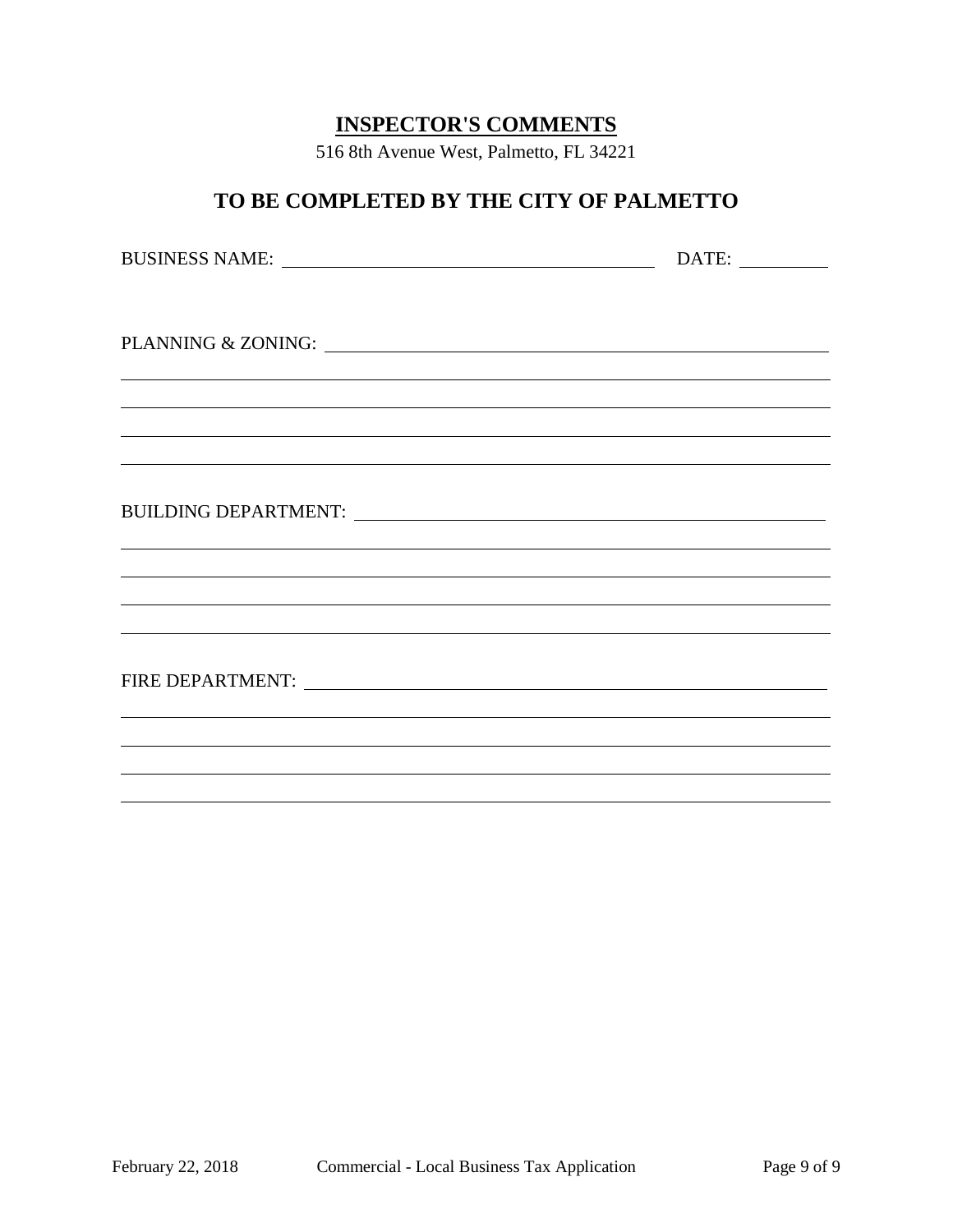# INSPECTOR'S COMMENTS

516 8th Avenue West, Palmetto, FL 34221

## TO BE COMPLETED BY THE CITY OF PALMETTO

BUSINESS NAME: ________________________________________ DATE: __________

PLANNING & ZONING: ____________________________________________________

_______________________________________________________________________

_______________________________________________________________________

_______________________________________________________________________

_______________________________________________________________________

BUILDING DEPARTMENT: __________________________________________________

_______________________________________________________________________

_______________________________________________________________________

_______________________________________________________________________

_______________________________________________________________________

FIRE DEPARTMENT: ______________________________________________________

_______________________________________________________________________

_______________________________________________________________________

_______________________________________________________________________

_______________________________________________________________________